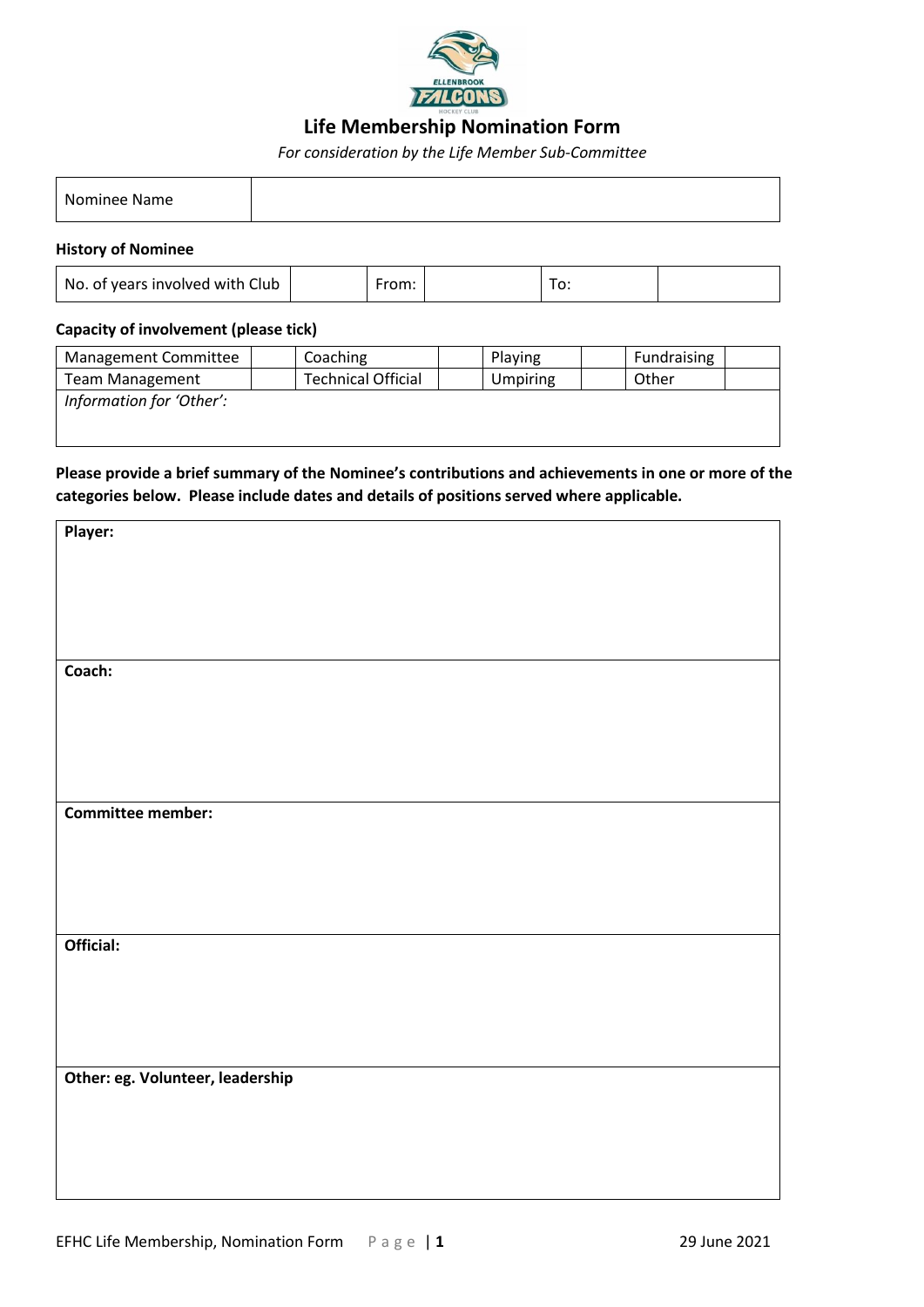# Life Membership Nomination Form

*For consideration by the Life Member Sub-Committee*

| Nominee Name | |
|---|---|

**History of Nominee**

| No. of years involved with Club | | From: | | To: | |
|---|---|---|---|---|---|

**Capacity of involvement (please tick)**

| Management Committee | | Coaching | | Playing | | Fundraising | |
|---|---|---|---|---|---|---|---|
| Team Management | | Technical Official | | Umpiring | | Other | |
| *Information for 'Other':* | | | | | | | |

**Please provide a brief summary of the Nominee's contributions and achievements in one or more of the categories below. Please include dates and details of positions served where applicable.**

| **Player:** |
|---|
| **Coach:** |
| **Committee member:** |
| **Official:** |
| **Other: eg. Volunteer, leadership** |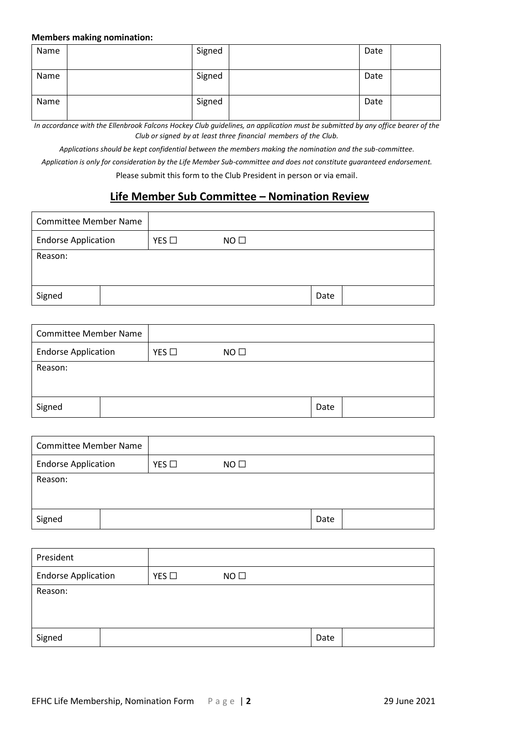**Members making nomination:**

| | | | | | |
|---|---|---|---|---|---|
| Name | | Signed | | Date | |
| Name | | Signed | | Date | |
| Name | | Signed | | Date | |

*In accordance with the Ellenbrook Falcons Hockey Club guidelines, an application must be submitted by any office bearer of the Club or signed by at least three financial members of the Club.*

*Applications should be kept confidential between the members making the nomination and the sub-committee.*

*Application is only for consideration by the Life Member Sub-committee and does not constitute guaranteed endorsement.*

Please submit this form to the Club President in person or via email.

## Life Member Sub Committee – Nomination Review

| | | | | |
|---|---|---|---|---|
| Committee Member Name | | | | |
| Endorse Application | YES ☐ | NO ☐ | | |
| Reason: | | | | |
| Signed | | | Date | |

| | | | | |
|---|---|---|---|---|
| Committee Member Name | | | | |
| Endorse Application | YES ☐ | NO ☐ | | |
| Reason: | | | | |
| Signed | | | Date | |

| | | | | |
|---|---|---|---|---|
| Committee Member Name | | | | |
| Endorse Application | YES ☐ | NO ☐ | | |
| Reason: | | | | |
| Signed | | | Date | |

| | | | | |
|---|---|---|---|---|
| President | | | | |
| Endorse Application | YES ☐ | NO ☐ | | |
| Reason: | | | | |
| Signed | | | Date | |